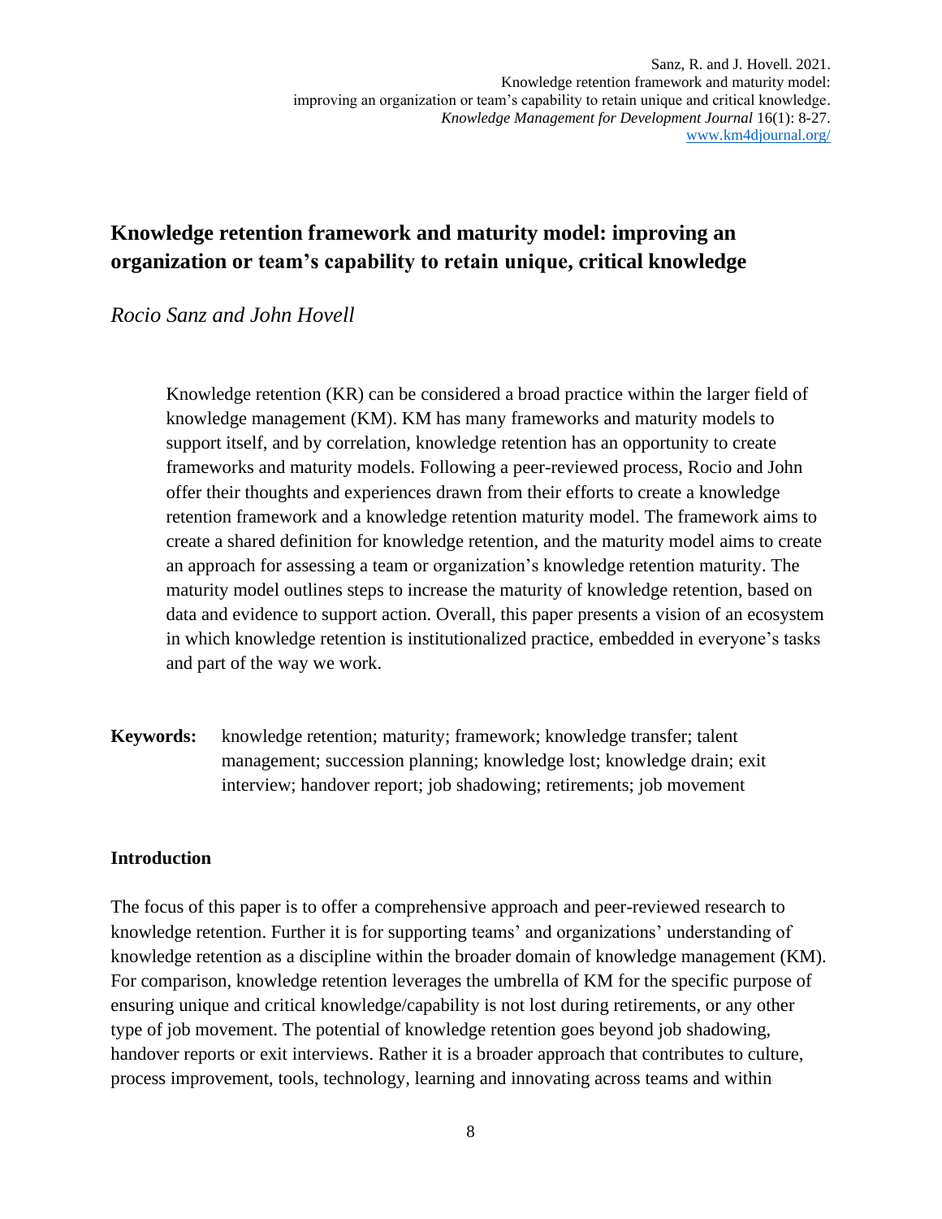# Knowledge retention framework and maturity model: improving an organization or team's capability to retain unique, critical knowledge

*Rocio Sanz and John Hovell*

> Knowledge retention (KR) can be considered a broad practice within the larger field of knowledge management (KM). KM has many frameworks and maturity models to support itself, and by correlation, knowledge retention has an opportunity to create frameworks and maturity models. Following a peer-reviewed process, Rocio and John offer their thoughts and experiences drawn from their efforts to create a knowledge retention framework and a knowledge retention maturity model. The framework aims to create a shared definition for knowledge retention, and the maturity model aims to create an approach for assessing a team or organization's knowledge retention maturity. The maturity model outlines steps to increase the maturity of knowledge retention, based on data and evidence to support action. Overall, this paper presents a vision of an ecosystem in which knowledge retention is institutionalized practice, embedded in everyone's tasks and part of the way we work.

**Keywords:** knowledge retention; maturity; framework; knowledge transfer; talent management; succession planning; knowledge lost; knowledge drain; exit interview; handover report; job shadowing; retirements; job movement

## Introduction

The focus of this paper is to offer a comprehensive approach and peer-reviewed research to knowledge retention. Further it is for supporting teams' and organizations' understanding of knowledge retention as a discipline within the broader domain of knowledge management (KM). For comparison, knowledge retention leverages the umbrella of KM for the specific purpose of ensuring unique and critical knowledge/capability is not lost during retirements, or any other type of job movement. The potential of knowledge retention goes beyond job shadowing, handover reports or exit interviews. Rather it is a broader approach that contributes to culture, process improvement, tools, technology, learning and innovating across teams and within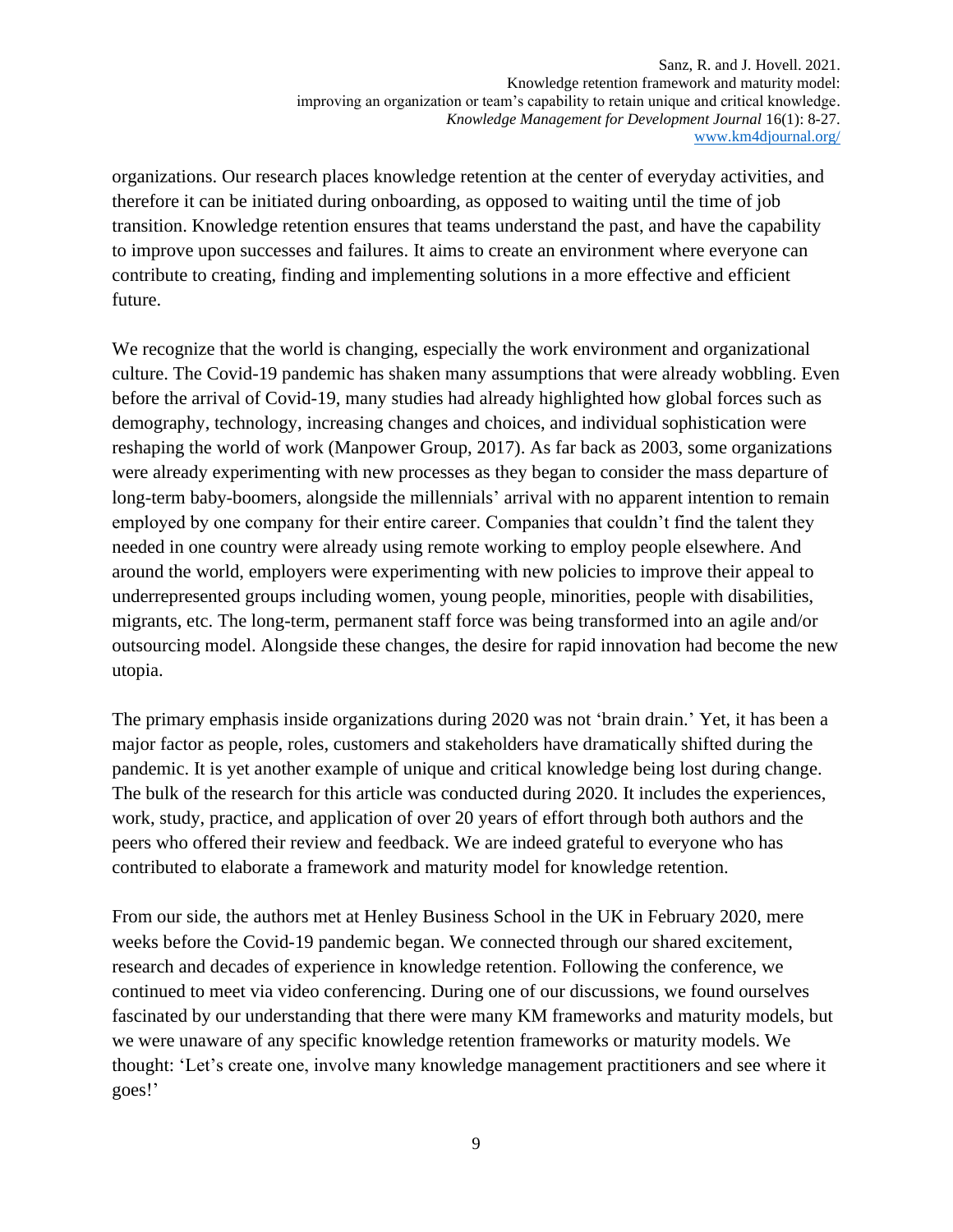organizations. Our research places knowledge retention at the center of everyday activities, and therefore it can be initiated during onboarding, as opposed to waiting until the time of job transition. Knowledge retention ensures that teams understand the past, and have the capability to improve upon successes and failures. It aims to create an environment where everyone can contribute to creating, finding and implementing solutions in a more effective and efficient future.

We recognize that the world is changing, especially the work environment and organizational culture. The Covid-19 pandemic has shaken many assumptions that were already wobbling. Even before the arrival of Covid-19, many studies had already highlighted how global forces such as demography, technology, increasing changes and choices, and individual sophistication were reshaping the world of work (Manpower Group, 2017). As far back as 2003, some organizations were already experimenting with new processes as they began to consider the mass departure of long-term baby-boomers, alongside the millennials' arrival with no apparent intention to remain employed by one company for their entire career. Companies that couldn't find the talent they needed in one country were already using remote working to employ people elsewhere. And around the world, employers were experimenting with new policies to improve their appeal to underrepresented groups including women, young people, minorities, people with disabilities, migrants, etc. The long-term, permanent staff force was being transformed into an agile and/or outsourcing model. Alongside these changes, the desire for rapid innovation had become the new utopia.

The primary emphasis inside organizations during 2020 was not 'brain drain.' Yet, it has been a major factor as people, roles, customers and stakeholders have dramatically shifted during the pandemic. It is yet another example of unique and critical knowledge being lost during change. The bulk of the research for this article was conducted during 2020. It includes the experiences, work, study, practice, and application of over 20 years of effort through both authors and the peers who offered their review and feedback. We are indeed grateful to everyone who has contributed to elaborate a framework and maturity model for knowledge retention.

From our side, the authors met at Henley Business School in the UK in February 2020, mere weeks before the Covid-19 pandemic began. We connected through our shared excitement, research and decades of experience in knowledge retention. Following the conference, we continued to meet via video conferencing. During one of our discussions, we found ourselves fascinated by our understanding that there were many KM frameworks and maturity models, but we were unaware of any specific knowledge retention frameworks or maturity models. We thought: 'Let's create one, involve many knowledge management practitioners and see where it goes!'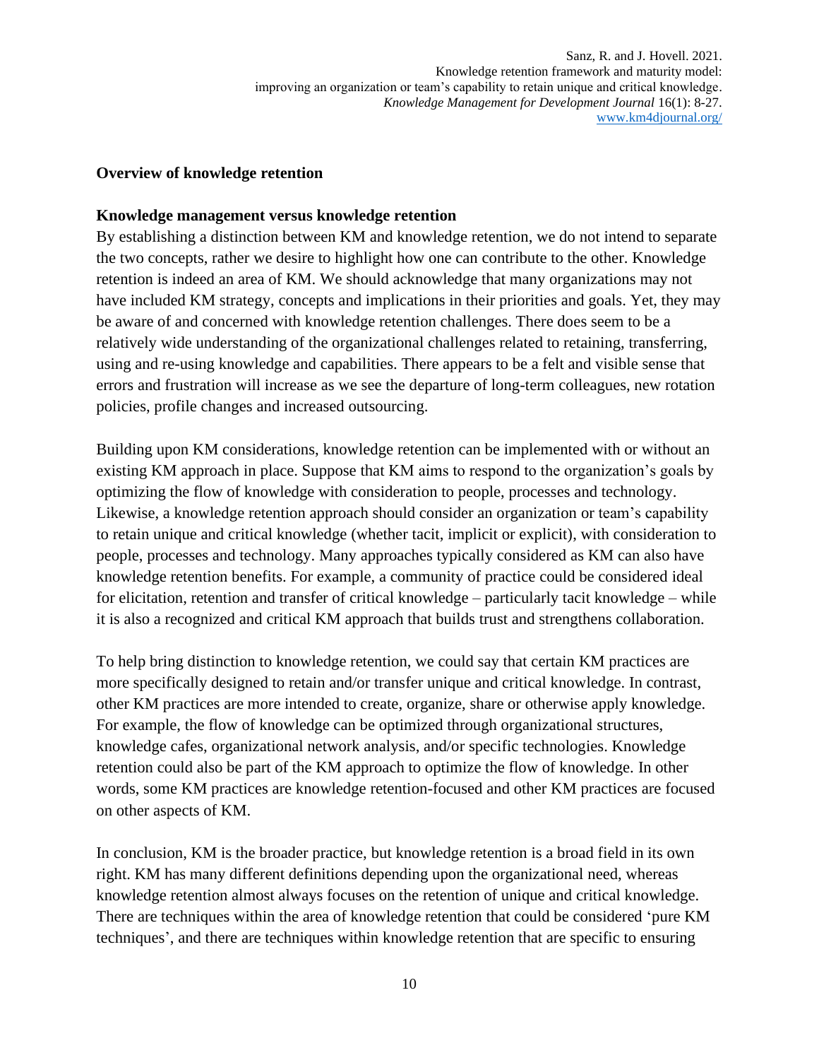## Overview of knowledge retention

### Knowledge management versus knowledge retention

By establishing a distinction between KM and knowledge retention, we do not intend to separate the two concepts, rather we desire to highlight how one can contribute to the other. Knowledge retention is indeed an area of KM. We should acknowledge that many organizations may not have included KM strategy, concepts and implications in their priorities and goals. Yet, they may be aware of and concerned with knowledge retention challenges. There does seem to be a relatively wide understanding of the organizational challenges related to retaining, transferring, using and re-using knowledge and capabilities. There appears to be a felt and visible sense that errors and frustration will increase as we see the departure of long-term colleagues, new rotation policies, profile changes and increased outsourcing.

Building upon KM considerations, knowledge retention can be implemented with or without an existing KM approach in place. Suppose that KM aims to respond to the organization's goals by optimizing the flow of knowledge with consideration to people, processes and technology. Likewise, a knowledge retention approach should consider an organization or team's capability to retain unique and critical knowledge (whether tacit, implicit or explicit), with consideration to people, processes and technology. Many approaches typically considered as KM can also have knowledge retention benefits. For example, a community of practice could be considered ideal for elicitation, retention and transfer of critical knowledge – particularly tacit knowledge – while it is also a recognized and critical KM approach that builds trust and strengthens collaboration.

To help bring distinction to knowledge retention, we could say that certain KM practices are more specifically designed to retain and/or transfer unique and critical knowledge. In contrast, other KM practices are more intended to create, organize, share or otherwise apply knowledge. For example, the flow of knowledge can be optimized through organizational structures, knowledge cafes, organizational network analysis, and/or specific technologies. Knowledge retention could also be part of the KM approach to optimize the flow of knowledge. In other words, some KM practices are knowledge retention-focused and other KM practices are focused on other aspects of KM.

In conclusion, KM is the broader practice, but knowledge retention is a broad field in its own right. KM has many different definitions depending upon the organizational need, whereas knowledge retention almost always focuses on the retention of unique and critical knowledge. There are techniques within the area of knowledge retention that could be considered 'pure KM techniques', and there are techniques within knowledge retention that are specific to ensuring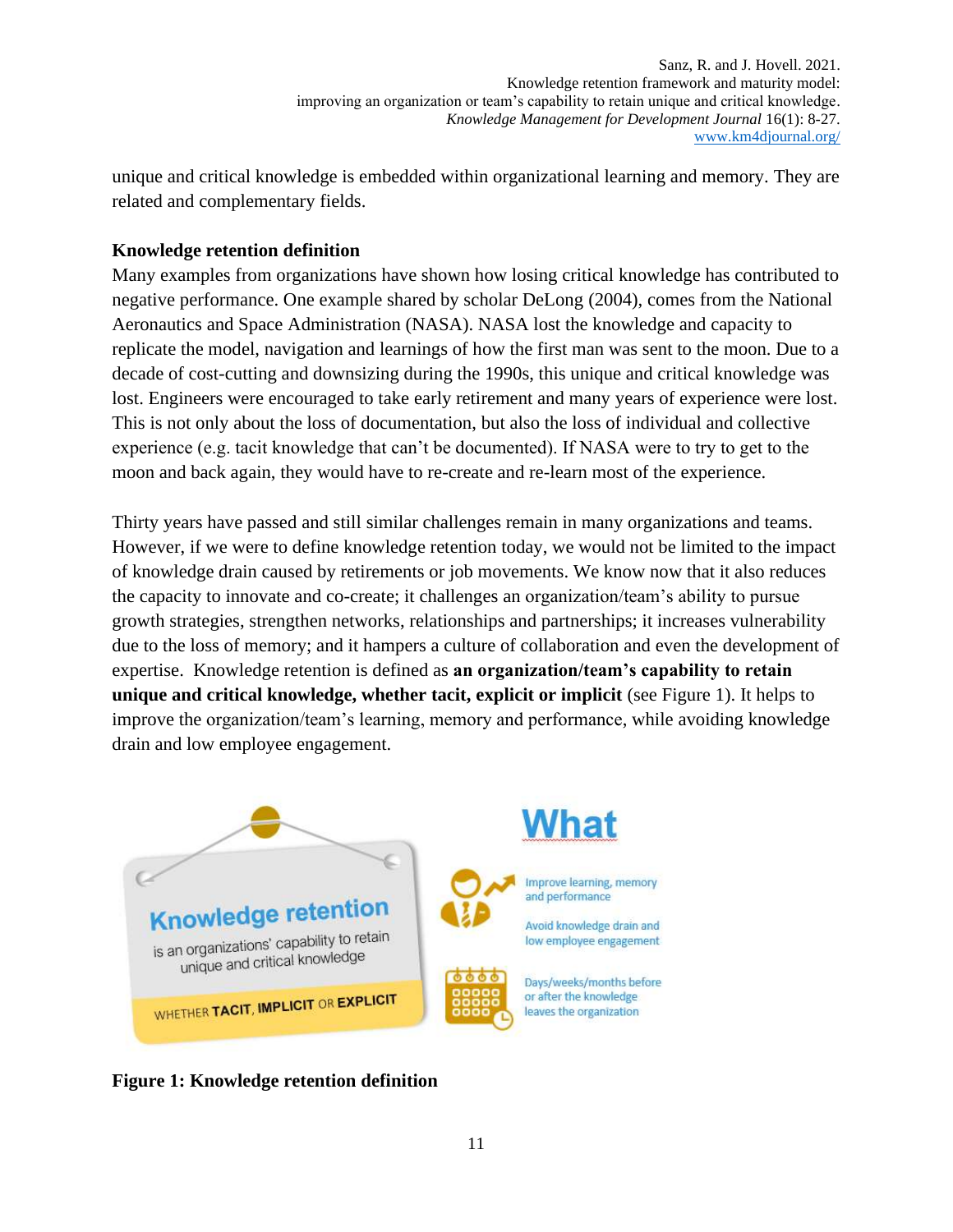unique and critical knowledge is embedded within organizational learning and memory. They are related and complementary fields.

### Knowledge retention definition

Many examples from organizations have shown how losing critical knowledge has contributed to negative performance. One example shared by scholar DeLong (2004), comes from the National Aeronautics and Space Administration (NASA). NASA lost the knowledge and capacity to replicate the model, navigation and learnings of how the first man was sent to the moon. Due to a decade of cost-cutting and downsizing during the 1990s, this unique and critical knowledge was lost. Engineers were encouraged to take early retirement and many years of experience were lost. This is not only about the loss of documentation, but also the loss of individual and collective experience (e.g. tacit knowledge that can't be documented). If NASA were to try to get to the moon and back again, they would have to re-create and re-learn most of the experience.

Thirty years have passed and still similar challenges remain in many organizations and teams. However, if we were to define knowledge retention today, we would not be limited to the impact of knowledge drain caused by retirements or job movements. We know now that it also reduces the capacity to innovate and co-create; it challenges an organization/team's ability to pursue growth strategies, strengthen networks, relationships and partnerships; it increases vulnerability due to the loss of memory; and it hampers a culture of collaboration and even the development of expertise. Knowledge retention is defined as **an organization/team's capability to retain unique and critical knowledge, whether tacit, explicit or implicit** (see Figure 1). It helps to improve the organization/team's learning, memory and performance, while avoiding knowledge drain and low employee engagement.

**Figure 1: Knowledge retention definition**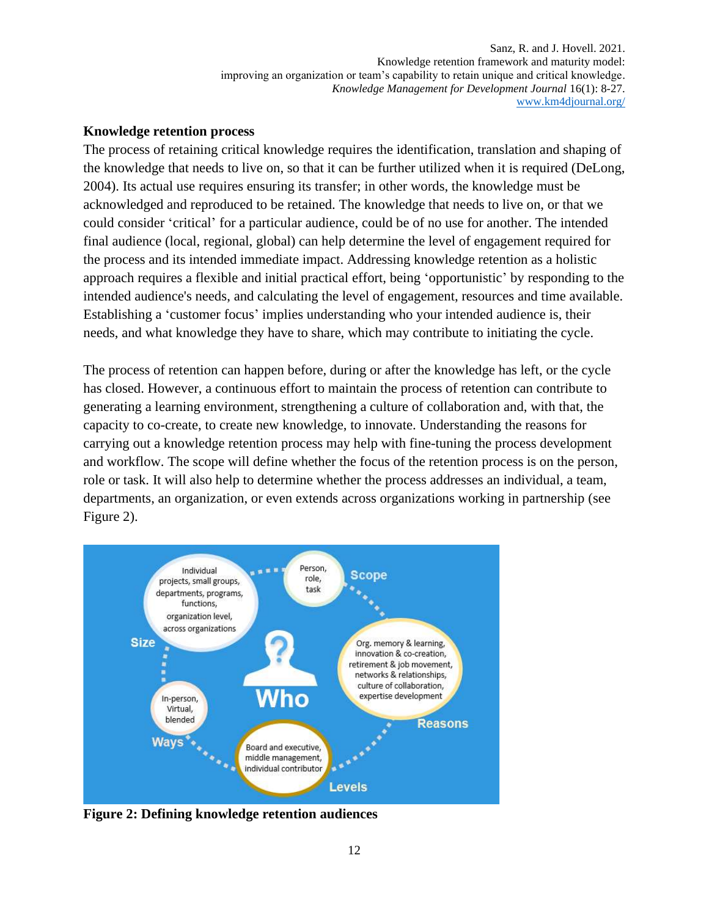### Knowledge retention process

The process of retaining critical knowledge requires the identification, translation and shaping of the knowledge that needs to live on, so that it can be further utilized when it is required (DeLong, 2004). Its actual use requires ensuring its transfer; in other words, the knowledge must be acknowledged and reproduced to be retained. The knowledge that needs to live on, or that we could consider 'critical' for a particular audience, could be of no use for another. The intended final audience (local, regional, global) can help determine the level of engagement required for the process and its intended immediate impact. Addressing knowledge retention as a holistic approach requires a flexible and initial practical effort, being 'opportunistic' by responding to the intended audience's needs, and calculating the level of engagement, resources and time available. Establishing a 'customer focus' implies understanding who your intended audience is, their needs, and what knowledge they have to share, which may contribute to initiating the cycle.

The process of retention can happen before, during or after the knowledge has left, or the cycle has closed. However, a continuous effort to maintain the process of retention can contribute to generating a learning environment, strengthening a culture of collaboration and, with that, the capacity to co-create, to create new knowledge, to innovate. Understanding the reasons for carrying out a knowledge retention process may help with fine-tuning the process development and workflow. The scope will define whether the focus of the retention process is on the person, role or task. It will also help to determine whether the process addresses an individual, a team, departments, an organization, or even extends across organizations working in partnership (see Figure 2).

**Figure 2: Defining knowledge retention audiences**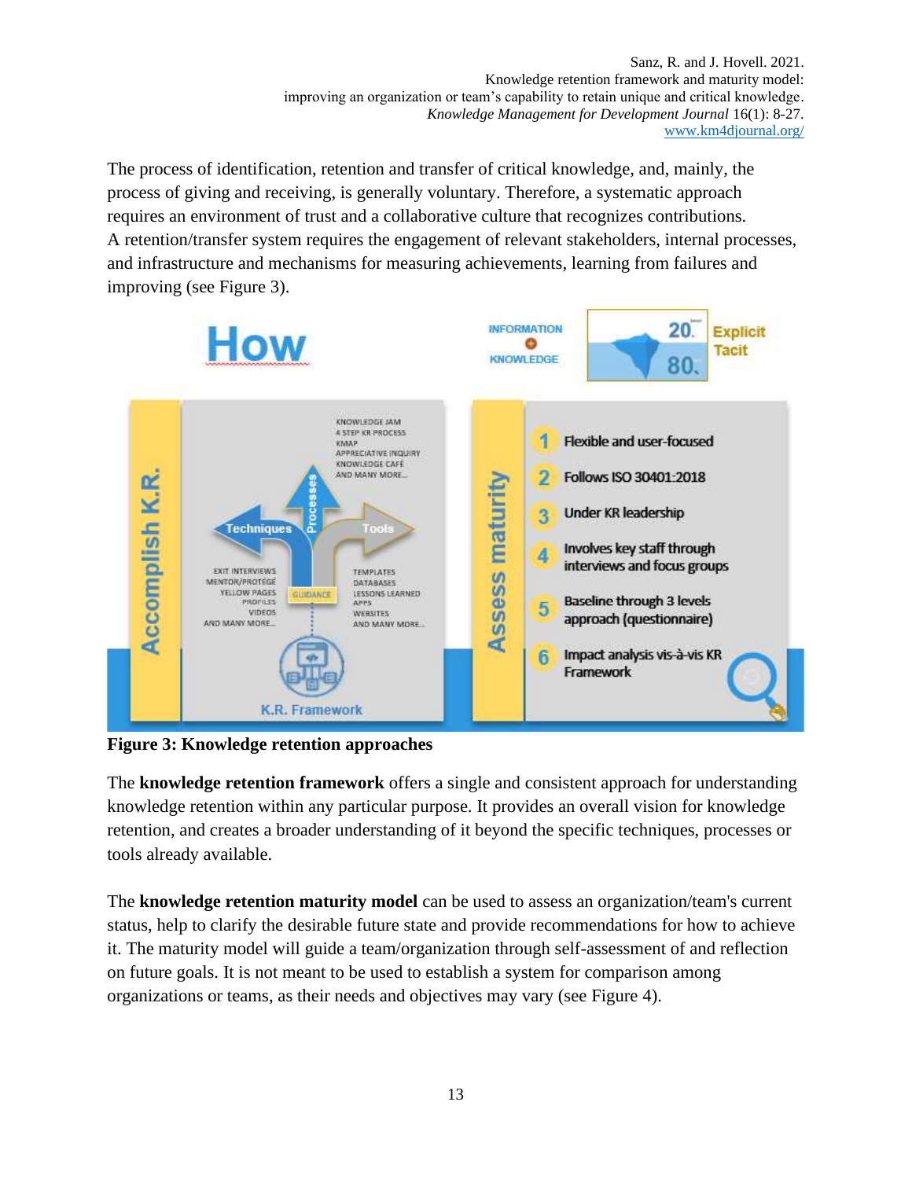The process of identification, retention and transfer of critical knowledge, and, mainly, the process of giving and receiving, is generally voluntary. Therefore, a systematic approach requires an environment of trust and a collaborative culture that recognizes contributions. A retention/transfer system requires the engagement of relevant stakeholders, internal processes, and infrastructure and mechanisms for measuring achievements, learning from failures and improving (see Figure 3).

**Figure 3: Knowledge retention approaches**

The **knowledge retention framework** offers a single and consistent approach for understanding knowledge retention within any particular purpose. It provides an overall vision for knowledge retention, and creates a broader understanding of it beyond the specific techniques, processes or tools already available.

The **knowledge retention maturity model** can be used to assess an organization/team's current status, help to clarify the desirable future state and provide recommendations for how to achieve it. The maturity model will guide a team/organization through self-assessment of and reflection on future goals. It is not meant to be used to establish a system for comparison among organizations or teams, as their needs and objectives may vary (see Figure 4).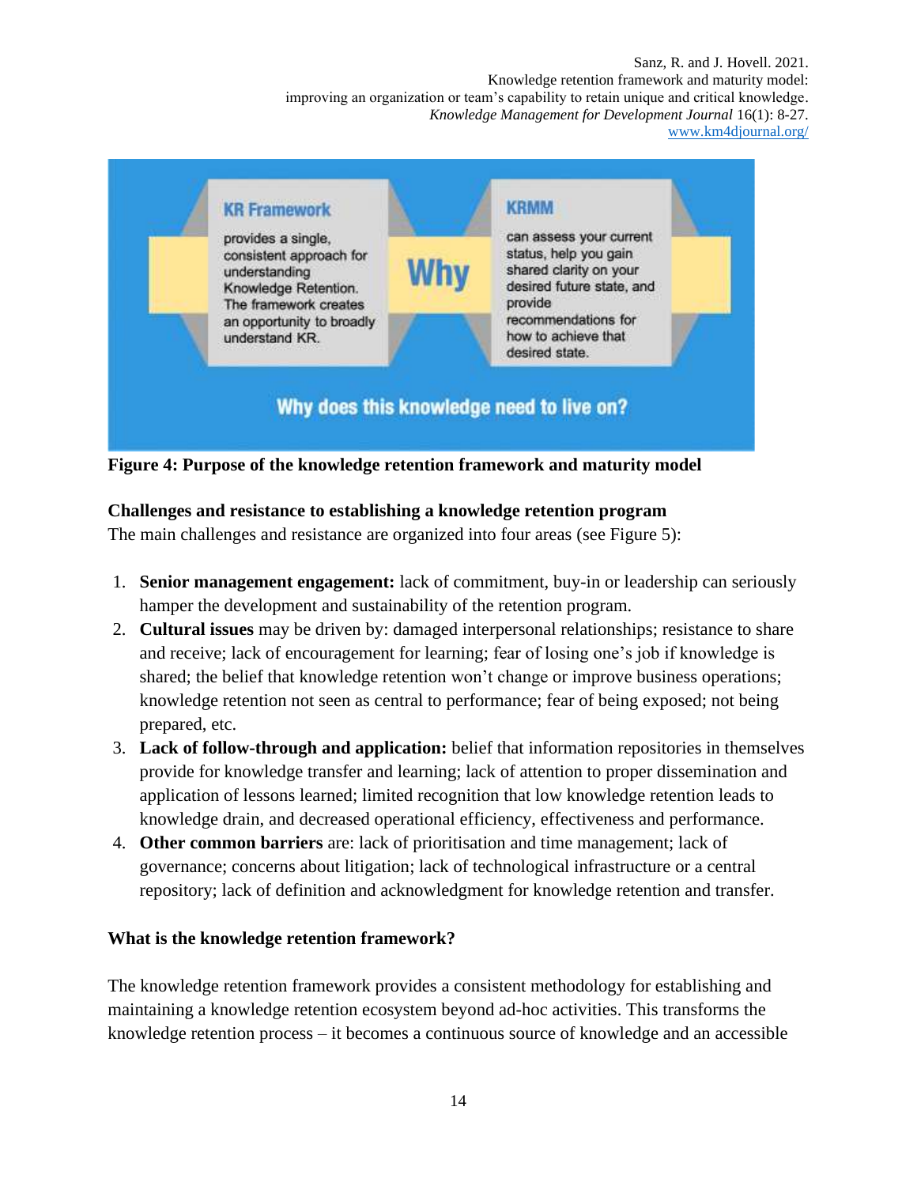KR Framework

provides a single, consistent approach for understanding Knowledge Retention. The framework creates an opportunity to broadly understand KR.

Why

KRMM

can assess your current status, help you gain shared clarity on your desired future state, and provide recommendations for how to achieve that desired state.

Why does this knowledge need to live on?

**Figure 4: Purpose of the knowledge retention framework and maturity model**

**Challenges and resistance to establishing a knowledge retention program**

The main challenges and resistance are organized into four areas (see Figure 5):

1. **Senior management engagement:** lack of commitment, buy-in or leadership can seriously hamper the development and sustainability of the retention program.
2. **Cultural issues** may be driven by: damaged interpersonal relationships; resistance to share and receive; lack of encouragement for learning; fear of losing one's job if knowledge is shared; the belief that knowledge retention won't change or improve business operations; knowledge retention not seen as central to performance; fear of being exposed; not being prepared, etc.
3. **Lack of follow-through and application:** belief that information repositories in themselves provide for knowledge transfer and learning; lack of attention to proper dissemination and application of lessons learned; limited recognition that low knowledge retention leads to knowledge drain, and decreased operational efficiency, effectiveness and performance.
4. **Other common barriers** are: lack of prioritisation and time management; lack of governance; concerns about litigation; lack of technological infrastructure or a central repository; lack of definition and acknowledgment for knowledge retention and transfer.

**What is the knowledge retention framework?**

The knowledge retention framework provides a consistent methodology for establishing and maintaining a knowledge retention ecosystem beyond ad-hoc activities. This transforms the knowledge retention process – it becomes a continuous source of knowledge and an accessible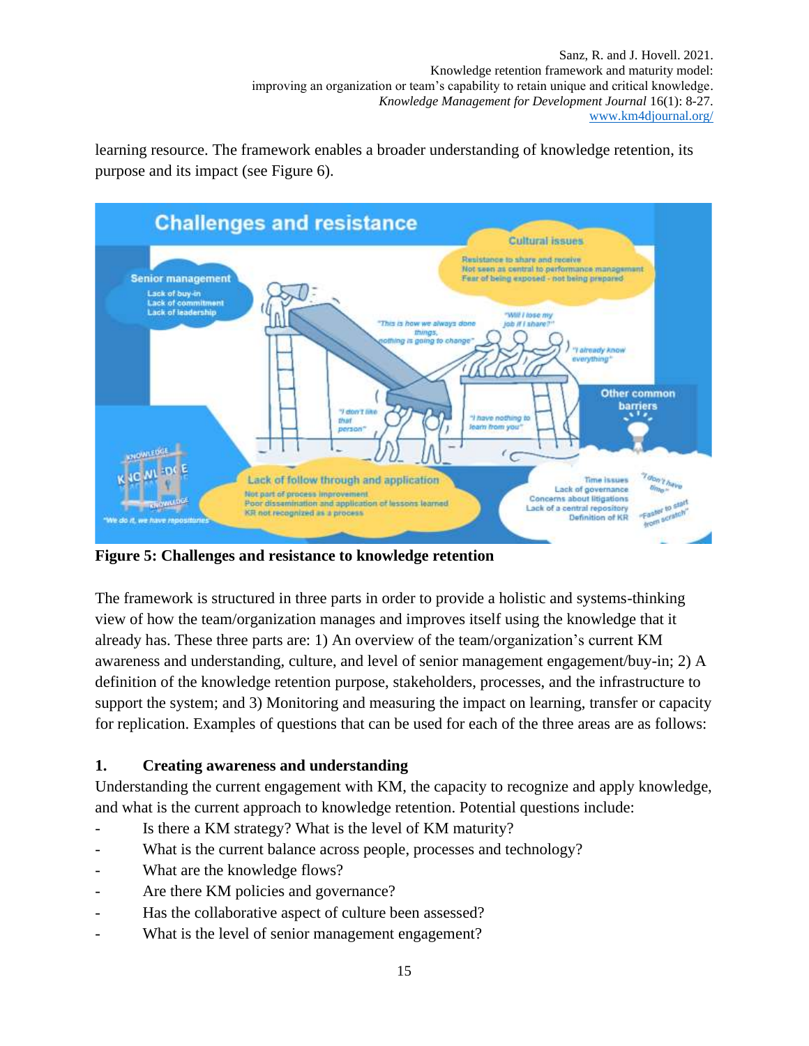learning resource. The framework enables a broader understanding of knowledge retention, its purpose and its impact (see Figure 6).

**Figure 5: Challenges and resistance to knowledge retention**

The framework is structured in three parts in order to provide a holistic and systems-thinking view of how the team/organization manages and improves itself using the knowledge that it already has. These three parts are: 1) An overview of the team/organization's current KM awareness and understanding, culture, and level of senior management engagement/buy-in; 2) A definition of the knowledge retention purpose, stakeholders, processes, and the infrastructure to support the system; and 3) Monitoring and measuring the impact on learning, transfer or capacity for replication. Examples of questions that can be used for each of the three areas are as follows:

### 1. Creating awareness and understanding

Understanding the current engagement with KM, the capacity to recognize and apply knowledge, and what is the current approach to knowledge retention. Potential questions include:

- Is there a KM strategy? What is the level of KM maturity?
- What is the current balance across people, processes and technology?
- What are the knowledge flows?
- Are there KM policies and governance?
- Has the collaborative aspect of culture been assessed?
- What is the level of senior management engagement?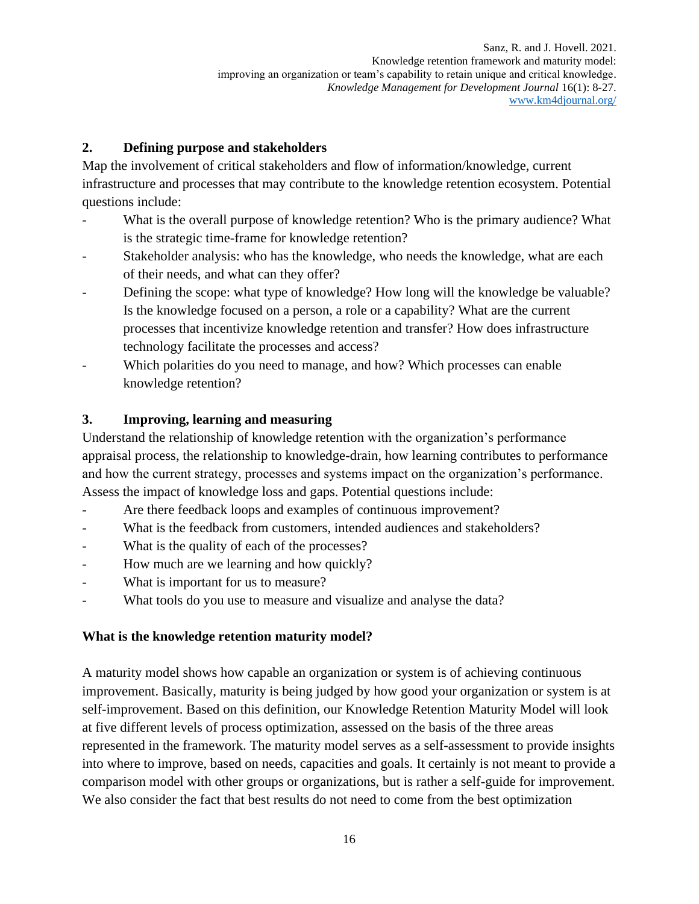## 2. Defining purpose and stakeholders

Map the involvement of critical stakeholders and flow of information/knowledge, current infrastructure and processes that may contribute to the knowledge retention ecosystem. Potential questions include:

- What is the overall purpose of knowledge retention? Who is the primary audience? What is the strategic time-frame for knowledge retention?
- Stakeholder analysis: who has the knowledge, who needs the knowledge, what are each of their needs, and what can they offer?
- Defining the scope: what type of knowledge? How long will the knowledge be valuable? Is the knowledge focused on a person, a role or a capability? What are the current processes that incentivize knowledge retention and transfer? How does infrastructure technology facilitate the processes and access?
- Which polarities do you need to manage, and how? Which processes can enable knowledge retention?

## 3. Improving, learning and measuring

Understand the relationship of knowledge retention with the organization's performance appraisal process, the relationship to knowledge-drain, how learning contributes to performance and how the current strategy, processes and systems impact on the organization's performance. Assess the impact of knowledge loss and gaps. Potential questions include:

- Are there feedback loops and examples of continuous improvement?
- What is the feedback from customers, intended audiences and stakeholders?
- What is the quality of each of the processes?
- How much are we learning and how quickly?
- What is important for us to measure?
- What tools do you use to measure and visualize and analyse the data?

## What is the knowledge retention maturity model?

A maturity model shows how capable an organization or system is of achieving continuous improvement. Basically, maturity is being judged by how good your organization or system is at self-improvement. Based on this definition, our Knowledge Retention Maturity Model will look at five different levels of process optimization, assessed on the basis of the three areas represented in the framework. The maturity model serves as a self-assessment to provide insights into where to improve, based on needs, capacities and goals. It certainly is not meant to provide a comparison model with other groups or organizations, but is rather a self-guide for improvement. We also consider the fact that best results do not need to come from the best optimization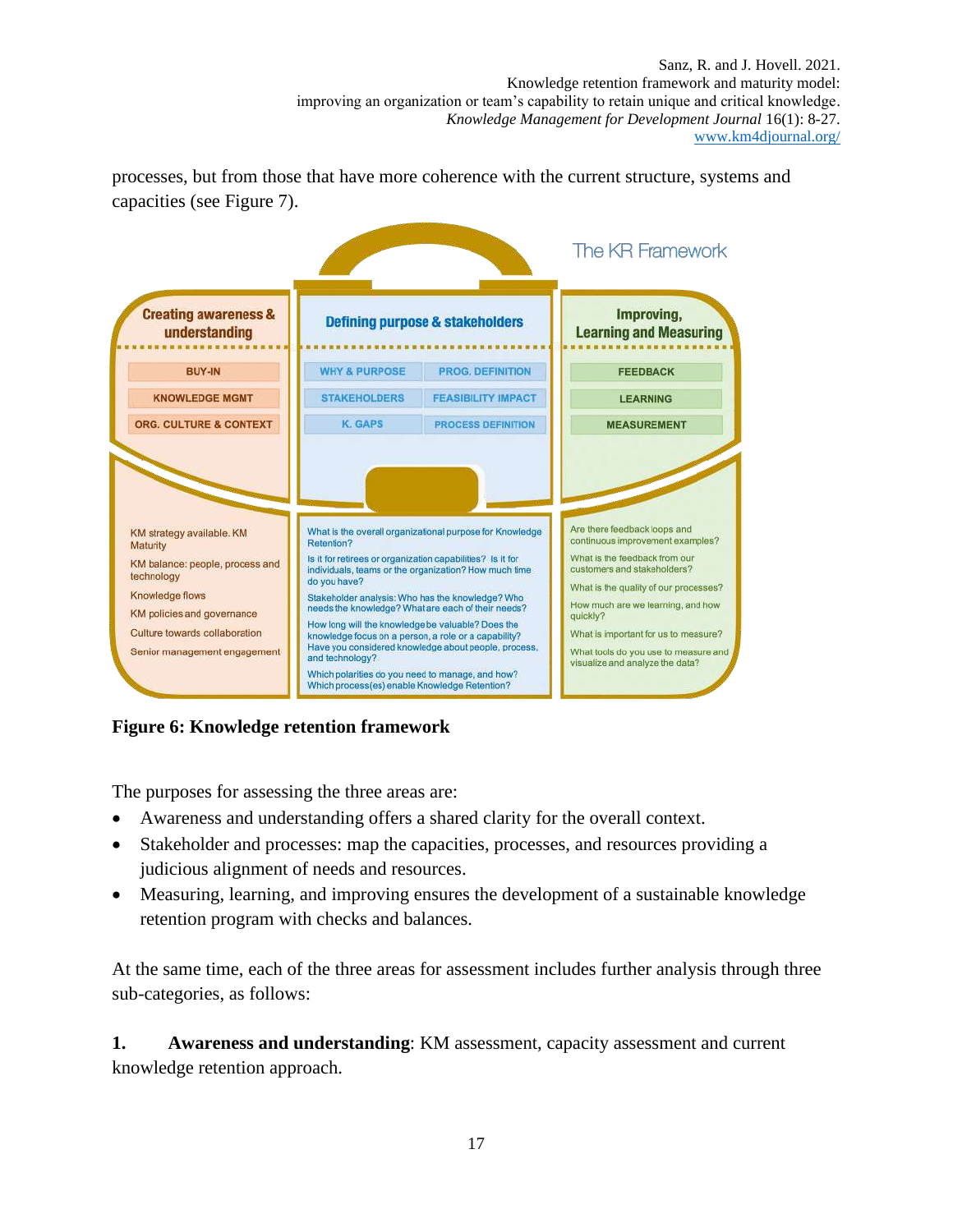processes, but from those that have more coherence with the current structure, systems and capacities (see Figure 7).

The KR Framework

| Creating awareness & understanding | Defining purpose & stakeholders | | Improving, Learning and Measuring |
|---|---|---|---|
| BUY-IN | WHY & PURPOSE | PROG. DEFINITION | FEEDBACK |
| KNOWLEDGE MGMT | STAKEHOLDERS | FEASIBILITY IMPACT | LEARNING |
| ORG. CULTURE & CONTEXT | K. GAPS | PROCESS DEFINITION | MEASUREMENT |

**Creating awareness & understanding**

- KM strategy available. KM Maturity
- KM balance: people, process and technology
- Knowledge flows
- KM policies and governance
- Culture towards collaboration
- Senior management engagement

**Defining purpose & stakeholders**

- What is the overall organizational purpose for Knowledge Retention?
- Is it for retirees or organization capabilities? Is it for individuals, teams or the organization? How much time do you have?
- Stakeholder analysis: Who has the knowledge? Who needs the knowledge? What are each of their needs?
- How long will the knowledge be valuable? Does the knowledge focus on a person, a role or a capability? Have you considered knowledge about people, process, and technology?
- Which polarities do you need to manage, and how? Which process(es) enable Knowledge Retention?

**Improving, Learning and Measuring**

- Are there feedback loops and continuous improvement examples?
- What is the feedback from our customers and stakeholders?
- What is the quality of our processes?
- How much are we learning, and how quickly?
- What is important for us to measure?
- What tools do you use to measure and visualize and analyze the data?

**Figure 6: Knowledge retention framework**

The purposes for assessing the three areas are:

- Awareness and understanding offers a shared clarity for the overall context.
- Stakeholder and processes: map the capacities, processes, and resources providing a judicious alignment of needs and resources.
- Measuring, learning, and improving ensures the development of a sustainable knowledge retention program with checks and balances.

At the same time, each of the three areas for assessment includes further analysis through three sub-categories, as follows:

**1. Awareness and understanding**: KM assessment, capacity assessment and current knowledge retention approach.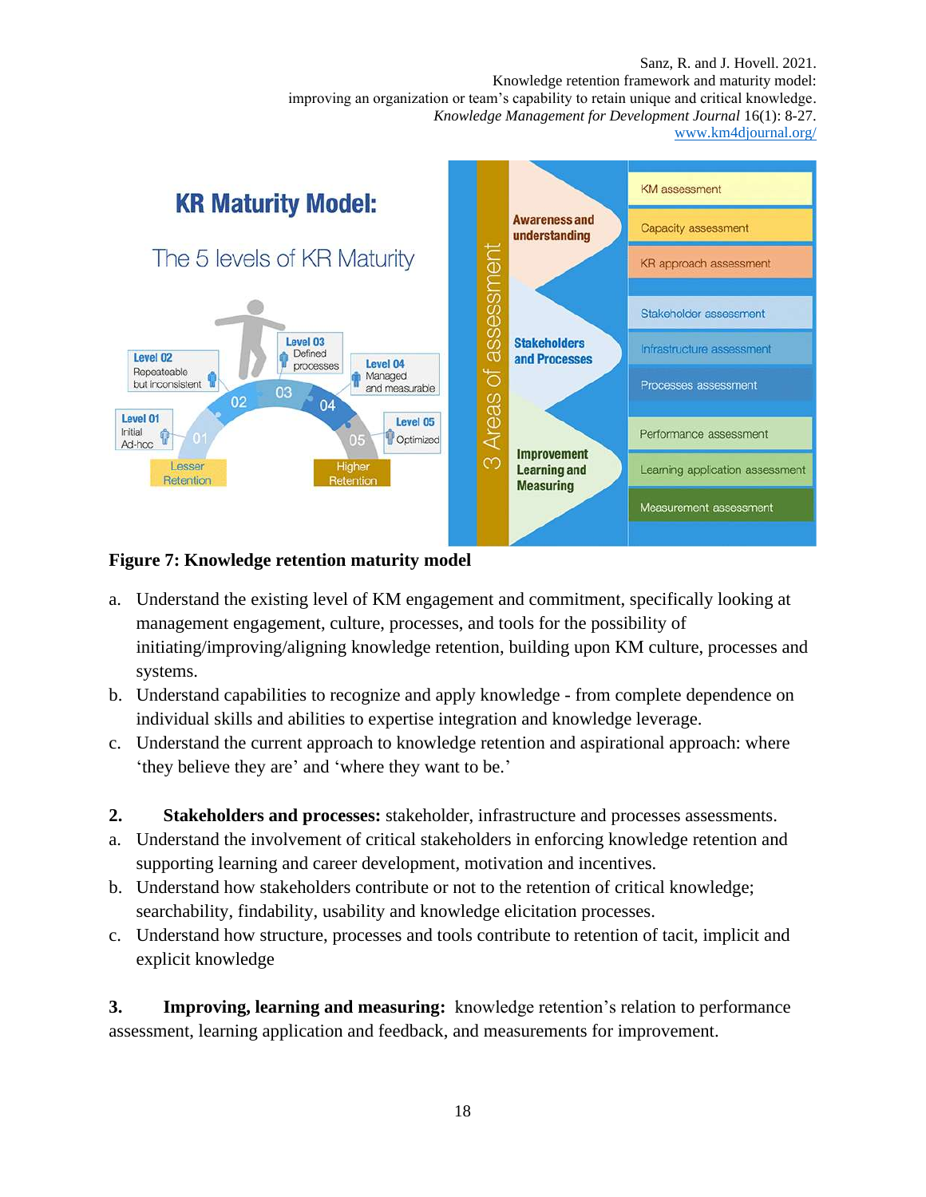**Figure 7: Knowledge retention maturity model**

a. Understand the existing level of KM engagement and commitment, specifically looking at management engagement, culture, processes, and tools for the possibility of initiating/improving/aligning knowledge retention, building upon KM culture, processes and systems.
b. Understand capabilities to recognize and apply knowledge - from complete dependence on individual skills and abilities to expertise integration and knowledge leverage.
c. Understand the current approach to knowledge retention and aspirational approach: where 'they believe they are' and 'where they want to be.'

2. **Stakeholders and processes:** stakeholder, infrastructure and processes assessments.

a. Understand the involvement of critical stakeholders in enforcing knowledge retention and supporting learning and career development, motivation and incentives.
b. Understand how stakeholders contribute or not to the retention of critical knowledge; searchability, findability, usability and knowledge elicitation processes.
c. Understand how structure, processes and tools contribute to retention of tacit, implicit and explicit knowledge

3. **Improving, learning and measuring:** knowledge retention's relation to performance assessment, learning application and feedback, and measurements for improvement.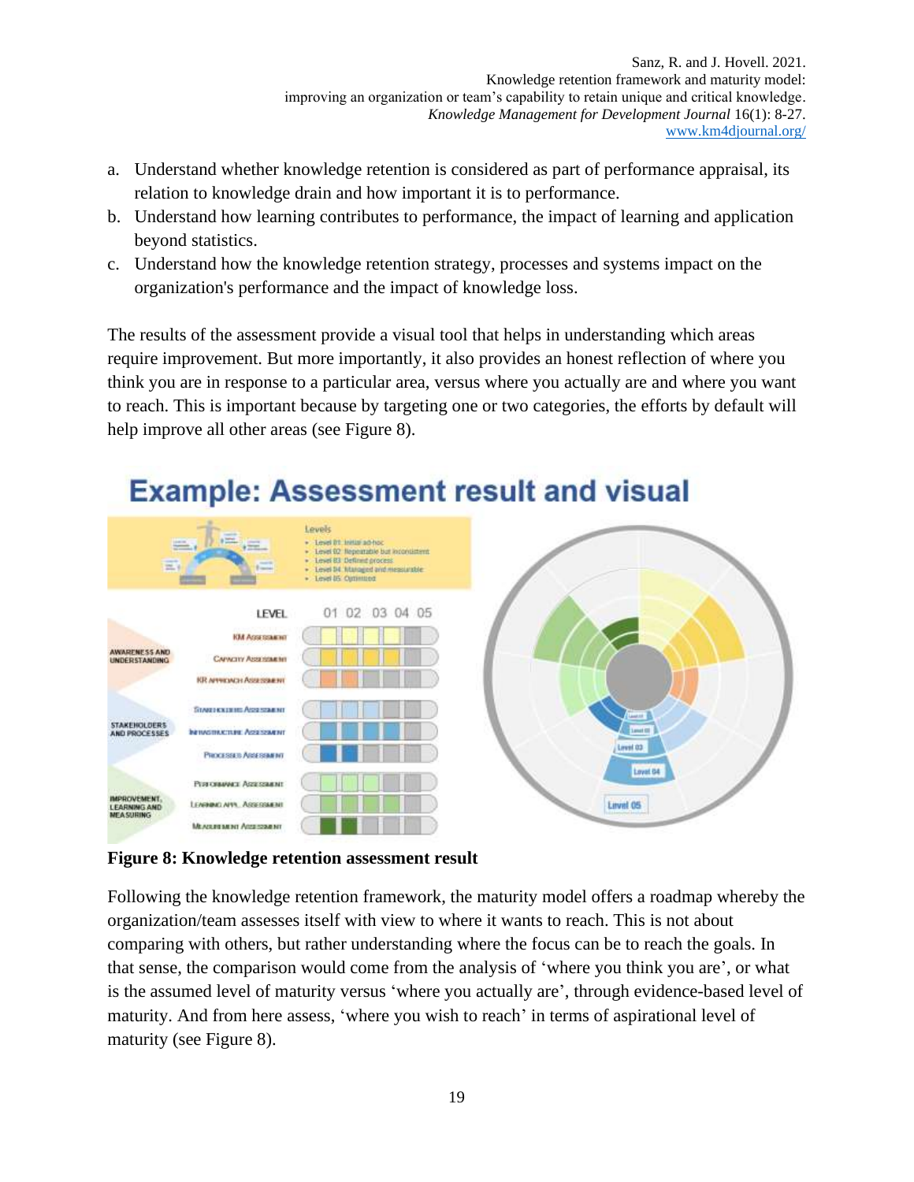a. Understand whether knowledge retention is considered as part of performance appraisal, its relation to knowledge drain and how important it is to performance.
b. Understand how learning contributes to performance, the impact of learning and application beyond statistics.
c. Understand how the knowledge retention strategy, processes and systems impact on the organization's performance and the impact of knowledge loss.

The results of the assessment provide a visual tool that helps in understanding which areas require improvement. But more importantly, it also provides an honest reflection of where you think you are in response to a particular area, versus where you actually are and where you want to reach. This is important because by targeting one or two categories, the efforts by default will help improve all other areas (see Figure 8).

**Figure 8: Knowledge retention assessment result**

Following the knowledge retention framework, the maturity model offers a roadmap whereby the organization/team assesses itself with view to where it wants to reach. This is not about comparing with others, but rather understanding where the focus can be to reach the goals. In that sense, the comparison would come from the analysis of 'where you think you are', or what is the assumed level of maturity versus 'where you actually are', through evidence-based level of maturity. And from here assess, 'where you wish to reach' in terms of aspirational level of maturity (see Figure 8).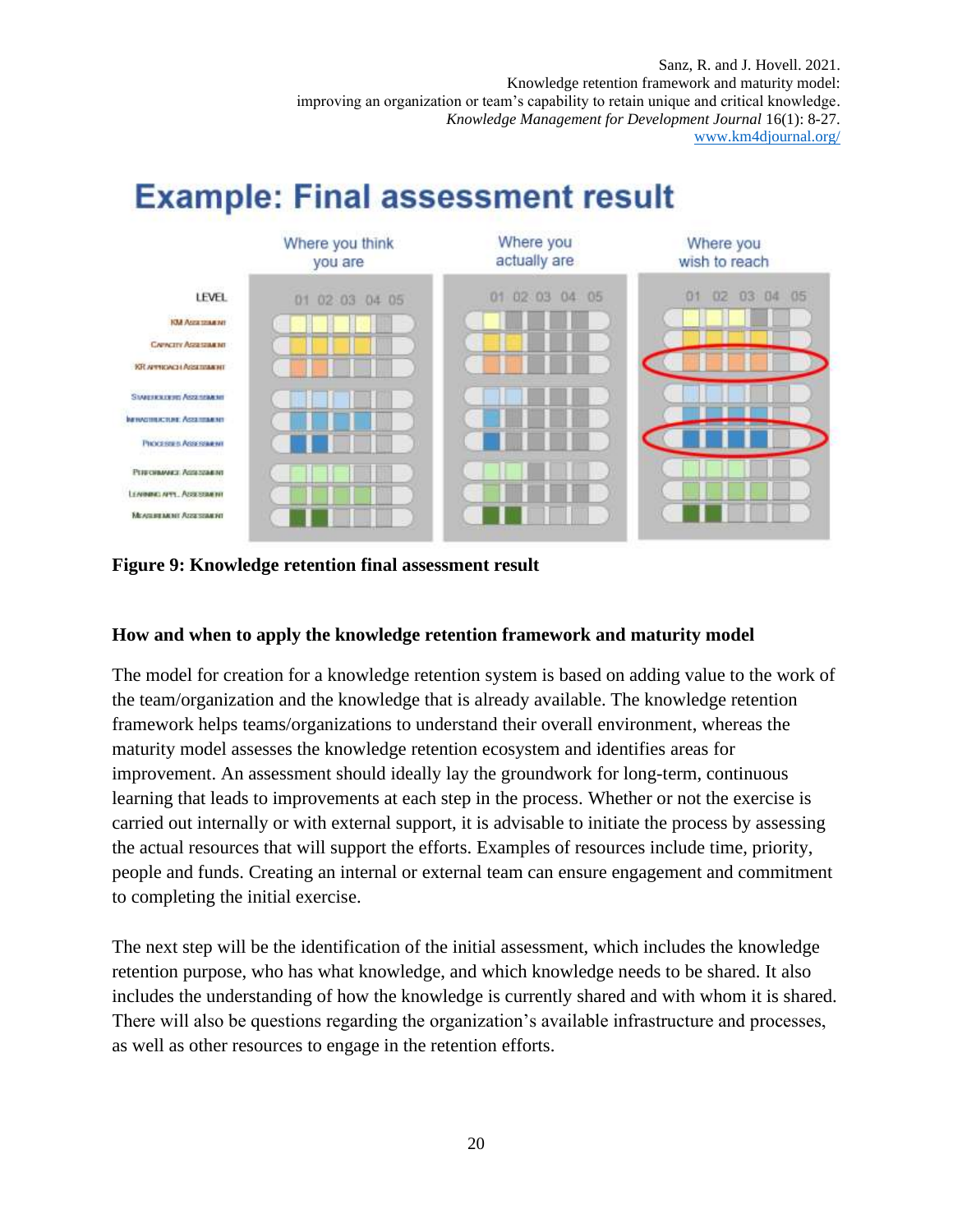**Figure 9: Knowledge retention final assessment result**

### How and when to apply the knowledge retention framework and maturity model

The model for creation for a knowledge retention system is based on adding value to the work of the team/organization and the knowledge that is already available. The knowledge retention framework helps teams/organizations to understand their overall environment, whereas the maturity model assesses the knowledge retention ecosystem and identifies areas for improvement. An assessment should ideally lay the groundwork for long-term, continuous learning that leads to improvements at each step in the process. Whether or not the exercise is carried out internally or with external support, it is advisable to initiate the process by assessing the actual resources that will support the efforts. Examples of resources include time, priority, people and funds. Creating an internal or external team can ensure engagement and commitment to completing the initial exercise.

The next step will be the identification of the initial assessment, which includes the knowledge retention purpose, who has what knowledge, and which knowledge needs to be shared. It also includes the understanding of how the knowledge is currently shared and with whom it is shared. There will also be questions regarding the organization's available infrastructure and processes, as well as other resources to engage in the retention efforts.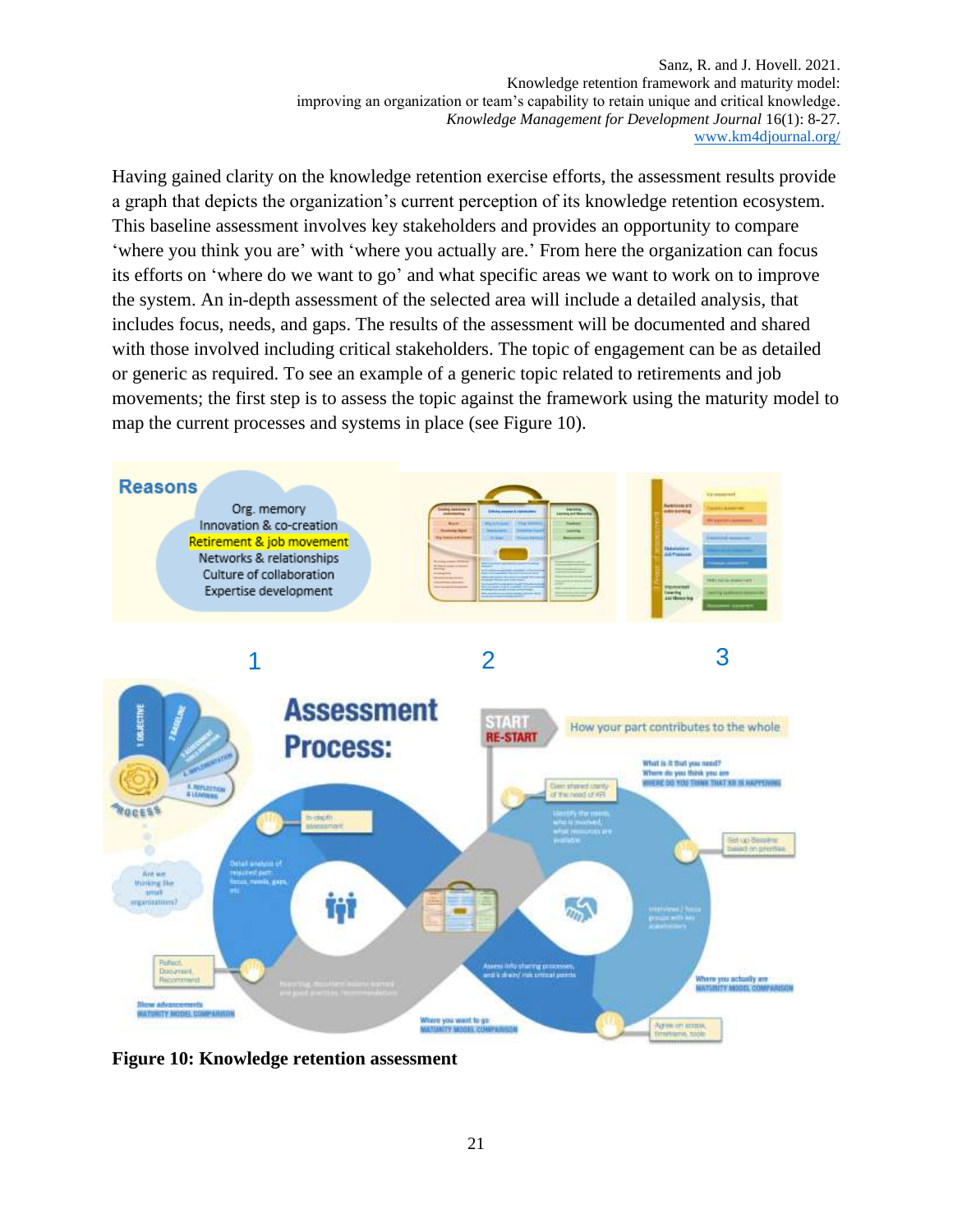Having gained clarity on the knowledge retention exercise efforts, the assessment results provide a graph that depicts the organization's current perception of its knowledge retention ecosystem. This baseline assessment involves key stakeholders and provides an opportunity to compare 'where you think you are' with 'where you actually are.' From here the organization can focus its efforts on 'where do we want to go' and what specific areas we want to work on to improve the system. An in-depth assessment of the selected area will include a detailed analysis, that includes focus, needs, and gaps. The results of the assessment will be documented and shared with those involved including critical stakeholders. The topic of engagement can be as detailed or generic as required. To see an example of a generic topic related to retirements and job movements; the first step is to assess the topic against the framework using the maturity model to map the current processes and systems in place (see Figure 10).

**Figure 10: Knowledge retention assessment**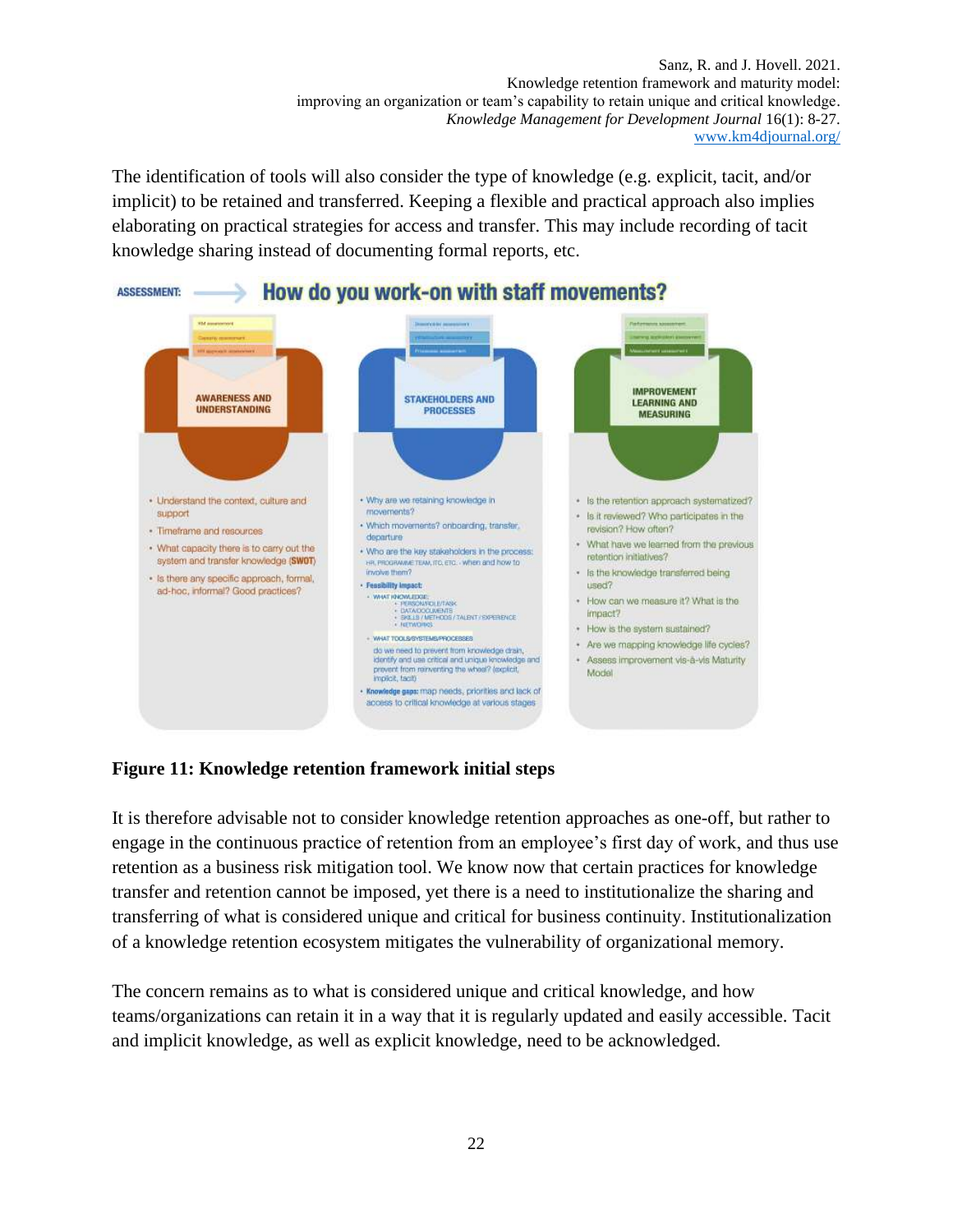The identification of tools will also consider the type of knowledge (e.g. explicit, tacit, and/or implicit) to be retained and transferred. Keeping a flexible and practical approach also implies elaborating on practical strategies for access and transfer. This may include recording of tacit knowledge sharing instead of documenting formal reports, etc.

ASSESSMENT: How do you work-on with staff movements?

**AWARENESS AND UNDERSTANDING**

- Understand the context, culture and support
- Timeframe and resources
- What capacity there is to carry out the system and transfer knowledge (**SWOT**)
- Is there any specific approach, formal, ad-hoc, informal? Good practices?

**STAKEHOLDERS AND PROCESSES**

- Why are we retaining knowledge in movements?
- Which movements? onboarding, transfer, departure
- Who are the key stakeholders in the process: HR, PROGRAMME TEAM, ITC, ETC. - when and how to involve them?
- **Feasibility impact:**
  - WHAT KNOWLEDGE:
    - PERSON/ROLE/TASK
    - DATA/DOCUMENTS
    - SKILLS / METHODS / TALENT / EXPERIENCE
    - NETWORKS
  - WHAT TOOLS/SYSTEMS/PROCESSES do we need to prevent from knowledge drain, identify and use critical and unique knowledge and prevent from reinventing the wheel? (explicit, implicit, tacit)
- **Knowledge gaps:** map needs, priorities and lack of access to critical knowledge at various stages

**IMPROVEMENT LEARNING AND MEASURING**

- Is the retention approach systematized?
- Is it reviewed? Who participates in the revision? How often?
- What have we learned from the previous retention initiatives?
- Is the knowledge transferred being used?
- How can we measure it? What is the impact?
- How is the system sustained?
- Are we mapping knowledge life cycles?
- Assess improvement vis-à-vis Maturity Model

**Figure 11: Knowledge retention framework initial steps**

It is therefore advisable not to consider knowledge retention approaches as one-off, but rather to engage in the continuous practice of retention from an employee's first day of work, and thus use retention as a business risk mitigation tool. We know now that certain practices for knowledge transfer and retention cannot be imposed, yet there is a need to institutionalize the sharing and transferring of what is considered unique and critical for business continuity. Institutionalization of a knowledge retention ecosystem mitigates the vulnerability of organizational memory.

The concern remains as to what is considered unique and critical knowledge, and how teams/organizations can retain it in a way that it is regularly updated and easily accessible. Tacit and implicit knowledge, as well as explicit knowledge, need to be acknowledged.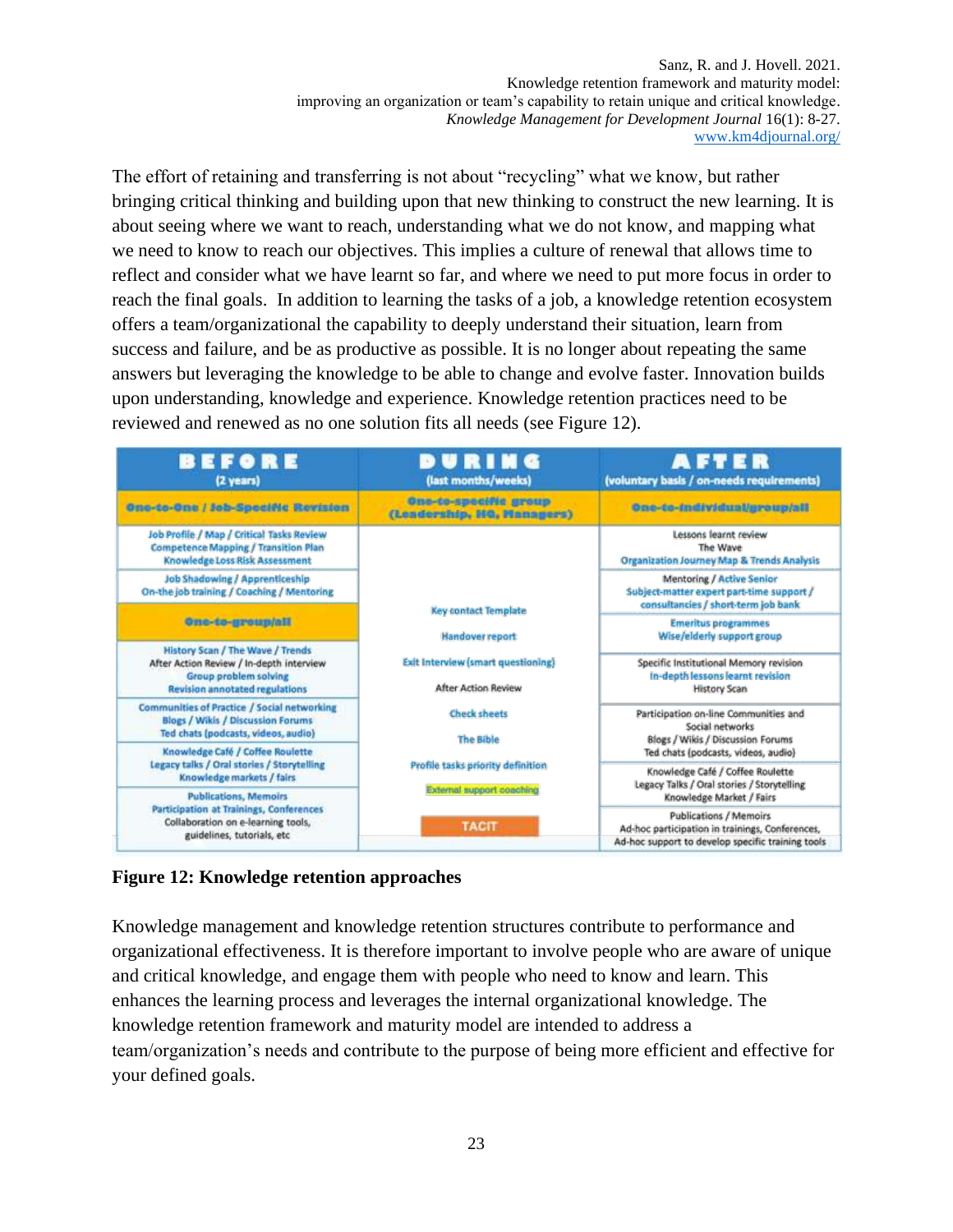The effort of retaining and transferring is not about "recycling" what we know, but rather bringing critical thinking and building upon that new thinking to construct the new learning. It is about seeing where we want to reach, understanding what we do not know, and mapping what we need to know to reach our objectives. This implies a culture of renewal that allows time to reflect and consider what we have learnt so far, and where we need to put more focus in order to reach the final goals. In addition to learning the tasks of a job, a knowledge retention ecosystem offers a team/organizational the capability to deeply understand their situation, learn from success and failure, and be as productive as possible. It is no longer about repeating the same answers but leveraging the knowledge to be able to change and evolve faster. Innovation builds upon understanding, knowledge and experience. Knowledge retention practices need to be reviewed and renewed as no one solution fits all needs (see Figure 12).

| BEFORE (2 years) | DURING (last months/weeks) | AFTER (voluntary basis / on-needs requirements) |
|---|---|---|
| One-to-One / Job-Specific Revision | One-to-specific group (Leadership, HQ, Managers) | One-to-individual/group/all |
| Job Profile / Map / Critical Tasks Review<br>Competence Mapping / Transition Plan<br>Knowledge Loss Risk Assessment | Key contact Template<br>Handover report<br>Exit Interview (smart questioning)<br>After Action Review<br>Check sheets<br>The Bible<br>Profile tasks priority definition<br>External support coaching<br>TACIT | Lessons learnt review<br>The Wave<br>Organization Journey Map & Trends Analysis |
| Job Shadowing / Apprenticeship<br>On-the job training / Coaching / Mentoring | | Mentoring / Active Senior<br>Subject-matter expert part-time support / consultancies / short-term job bank |
| One-to-group/all | | Emeritus programmes<br>Wise/elderly support group |
| History Scan / The Wave / Trends<br>After Action Review / In-depth interview<br>Group problem solving<br>Revision annotated regulations | | Specific Institutional Memory revision<br>In-depth lessons learnt revision<br>History Scan |
| Communities of Practice / Social networking<br>Blogs / Wikis / Discussion Forums<br>Ted chats (podcasts, videos, audio) | | Participation on-line Communities and Social networks<br>Blogs / Wikis / Discussion Forums<br>Ted chats (podcasts, videos, audio) |
| Knowledge Café / Coffee Roulette<br>Legacy talks / Oral stories / Storytelling<br>Knowledge markets / fairs | | Knowledge Café / Coffee Roulette<br>Legacy Talks / Oral stories / Storytelling<br>Knowledge Market / Fairs |
| Publications, Memoirs<br>Participation at Trainings, Conferences<br>Collaboration on e-learning tools, guidelines, tutorials, etc | | Publications / Memoirs<br>Ad-hoc participation in trainings, Conferences,<br>Ad-hoc support to develop specific training tools |

**Figure 12: Knowledge retention approaches**

Knowledge management and knowledge retention structures contribute to performance and organizational effectiveness. It is therefore important to involve people who are aware of unique and critical knowledge, and engage them with people who need to know and learn. This enhances the learning process and leverages the internal organizational knowledge. The knowledge retention framework and maturity model are intended to address a team/organization's needs and contribute to the purpose of being more efficient and effective for your defined goals.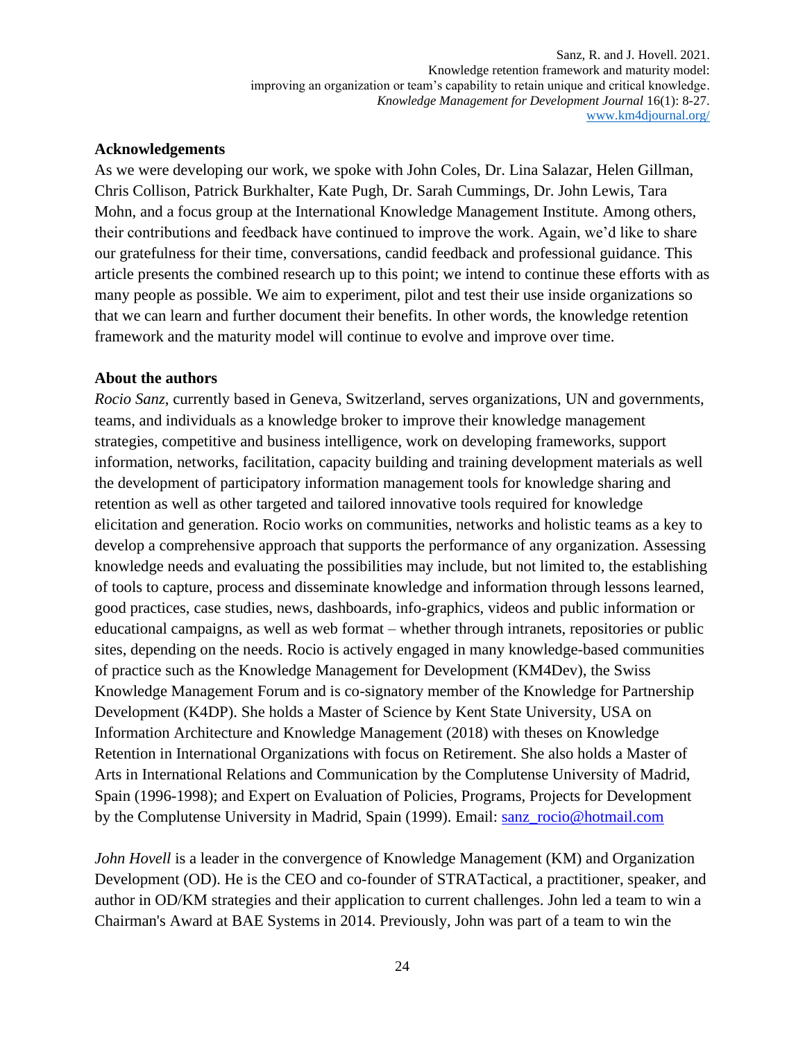## Acknowledgements

As we were developing our work, we spoke with John Coles, Dr. Lina Salazar, Helen Gillman, Chris Collison, Patrick Burkhalter, Kate Pugh, Dr. Sarah Cummings, Dr. John Lewis, Tara Mohn, and a focus group at the International Knowledge Management Institute. Among others, their contributions and feedback have continued to improve the work. Again, we'd like to share our gratefulness for their time, conversations, candid feedback and professional guidance. This article presents the combined research up to this point; we intend to continue these efforts with as many people as possible. We aim to experiment, pilot and test their use inside organizations so that we can learn and further document their benefits. In other words, the knowledge retention framework and the maturity model will continue to evolve and improve over time.

## About the authors

*Rocio Sanz*, currently based in Geneva, Switzerland, serves organizations, UN and governments, teams, and individuals as a knowledge broker to improve their knowledge management strategies, competitive and business intelligence, work on developing frameworks, support information, networks, facilitation, capacity building and training development materials as well the development of participatory information management tools for knowledge sharing and retention as well as other targeted and tailored innovative tools required for knowledge elicitation and generation. Rocio works on communities, networks and holistic teams as a key to develop a comprehensive approach that supports the performance of any organization. Assessing knowledge needs and evaluating the possibilities may include, but not limited to, the establishing of tools to capture, process and disseminate knowledge and information through lessons learned, good practices, case studies, news, dashboards, info-graphics, videos and public information or educational campaigns, as well as web format – whether through intranets, repositories or public sites, depending on the needs. Rocio is actively engaged in many knowledge-based communities of practice such as the Knowledge Management for Development (KM4Dev), the Swiss Knowledge Management Forum and is co-signatory member of the Knowledge for Partnership Development (K4DP). She holds a Master of Science by Kent State University, USA on Information Architecture and Knowledge Management (2018) with theses on Knowledge Retention in International Organizations with focus on Retirement. She also holds a Master of Arts in International Relations and Communication by the Complutense University of Madrid, Spain (1996-1998); and Expert on Evaluation of Policies, Programs, Projects for Development by the Complutense University in Madrid, Spain (1999). Email: sanz_rocio@hotmail.com

*John Hovell* is a leader in the convergence of Knowledge Management (KM) and Organization Development (OD). He is the CEO and co-founder of STRATactical, a practitioner, speaker, and author in OD/KM strategies and their application to current challenges. John led a team to win a Chairman's Award at BAE Systems in 2014. Previously, John was part of a team to win the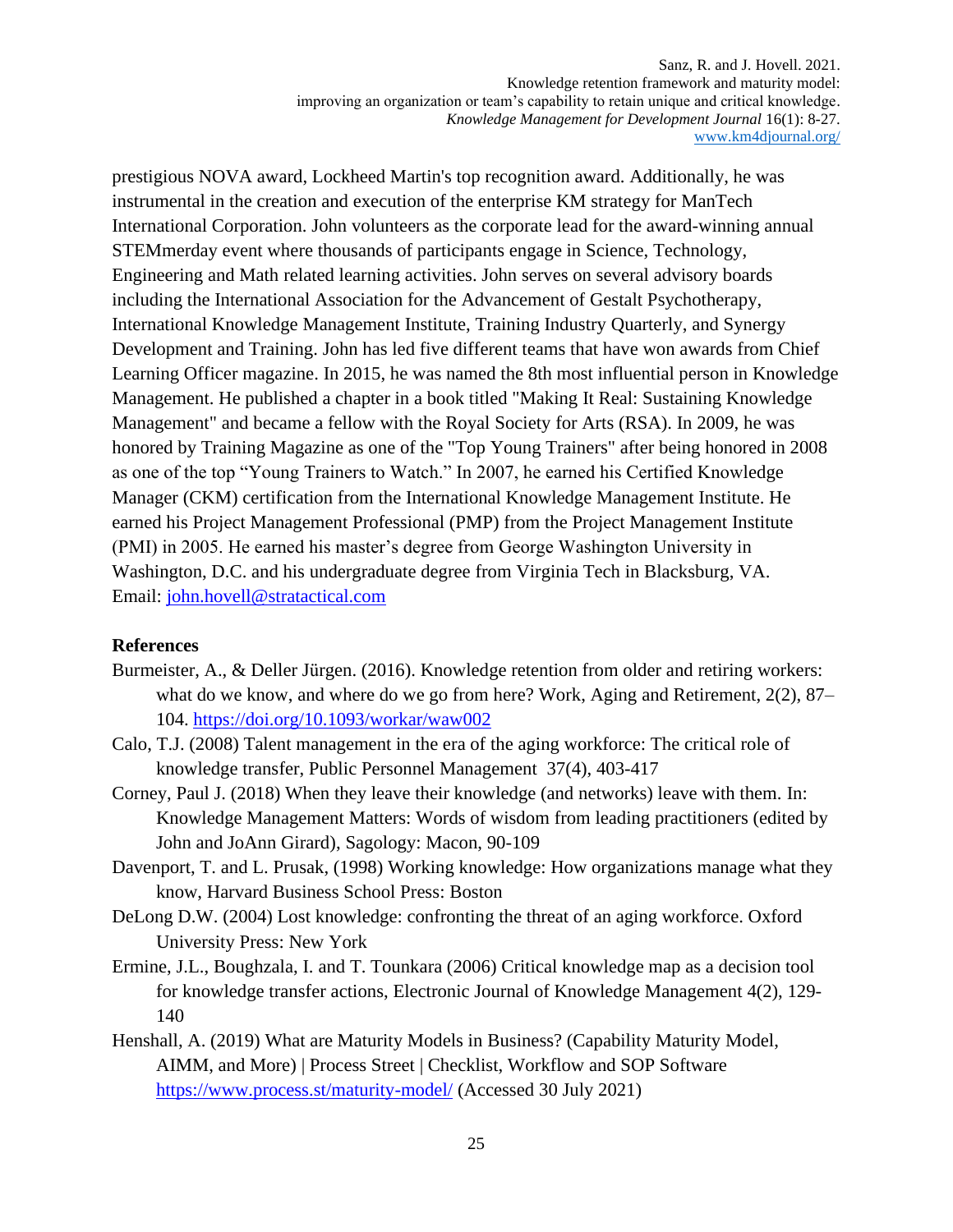prestigious NOVA award, Lockheed Martin's top recognition award. Additionally, he was instrumental in the creation and execution of the enterprise KM strategy for ManTech International Corporation. John volunteers as the corporate lead for the award-winning annual STEMmerday event where thousands of participants engage in Science, Technology, Engineering and Math related learning activities. John serves on several advisory boards including the International Association for the Advancement of Gestalt Psychotherapy, International Knowledge Management Institute, Training Industry Quarterly, and Synergy Development and Training. John has led five different teams that have won awards from Chief Learning Officer magazine. In 2015, he was named the 8th most influential person in Knowledge Management. He published a chapter in a book titled "Making It Real: Sustaining Knowledge Management" and became a fellow with the Royal Society for Arts (RSA). In 2009, he was honored by Training Magazine as one of the "Top Young Trainers" after being honored in 2008 as one of the top "Young Trainers to Watch." In 2007, he earned his Certified Knowledge Manager (CKM) certification from the International Knowledge Management Institute. He earned his Project Management Professional (PMP) from the Project Management Institute (PMI) in 2005. He earned his master's degree from George Washington University in Washington, D.C. and his undergraduate degree from Virginia Tech in Blacksburg, VA. Email: john.hovell@stratactical.com

**References**

Burmeister, A., & Deller Jürgen. (2016). Knowledge retention from older and retiring workers: what do we know, and where do we go from here? Work, Aging and Retirement, 2(2), 87–104. https://doi.org/10.1093/workar/waw002

Calo, T.J. (2008) Talent management in the era of the aging workforce: The critical role of knowledge transfer, Public Personnel Management 37(4), 403-417

Corney, Paul J. (2018) When they leave their knowledge (and networks) leave with them. In: Knowledge Management Matters: Words of wisdom from leading practitioners (edited by John and JoAnn Girard), Sagology: Macon, 90-109

Davenport, T. and L. Prusak, (1998) Working knowledge: How organizations manage what they know, Harvard Business School Press: Boston

DeLong D.W. (2004) Lost knowledge: confronting the threat of an aging workforce. Oxford University Press: New York

Ermine, J.L., Boughzala, I. and T. Tounkara (2006) Critical knowledge map as a decision tool for knowledge transfer actions, Electronic Journal of Knowledge Management 4(2), 129-140

Henshall, A. (2019) What are Maturity Models in Business? (Capability Maturity Model, AIMM, and More) | Process Street | Checklist, Workflow and SOP Software https://www.process.st/maturity-model/ (Accessed 30 July 2021)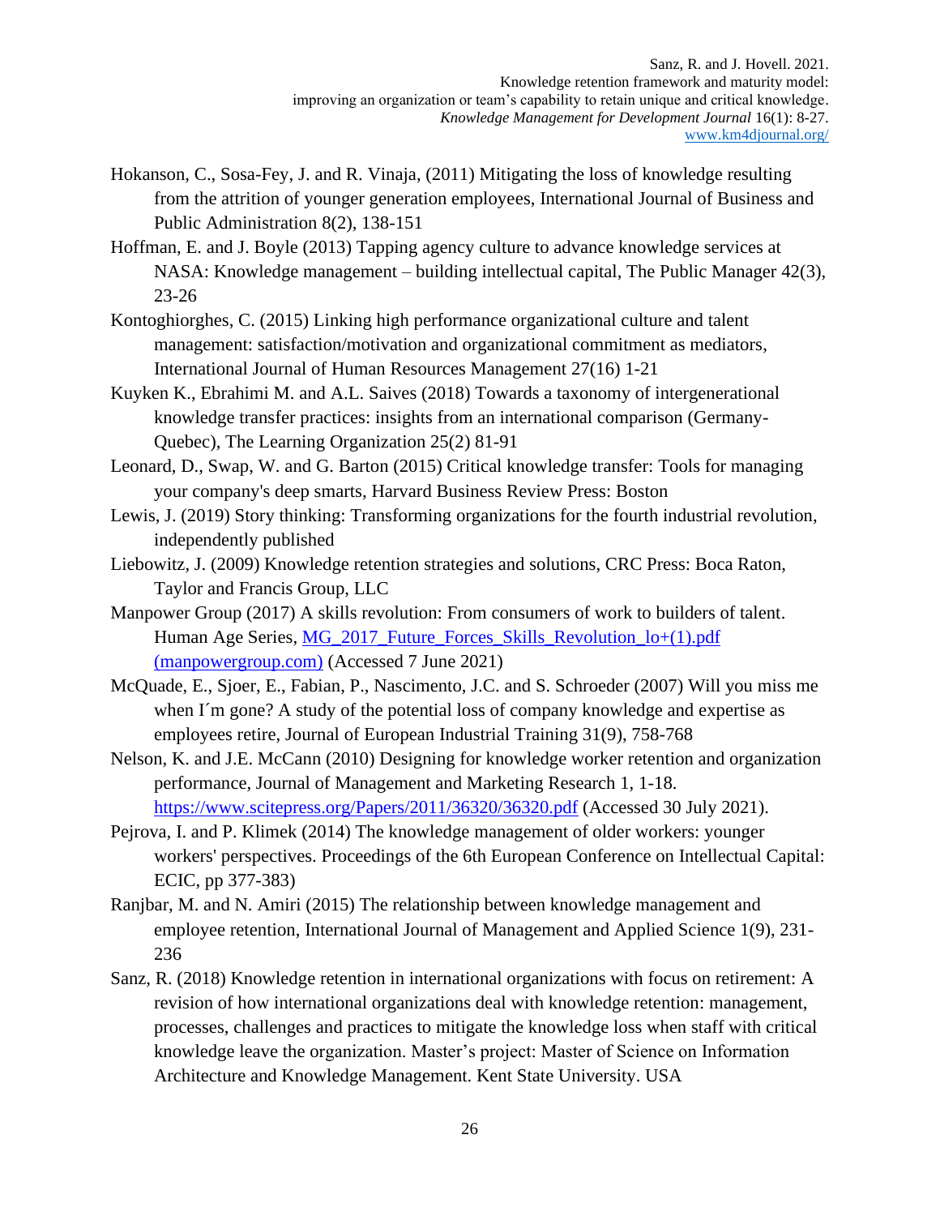Hokanson, C., Sosa-Fey, J. and R. Vinaja, (2011) Mitigating the loss of knowledge resulting from the attrition of younger generation employees, International Journal of Business and Public Administration 8(2), 138-151

Hoffman, E. and J. Boyle (2013) Tapping agency culture to advance knowledge services at NASA: Knowledge management – building intellectual capital, The Public Manager 42(3), 23-26

Kontoghiorghes, C. (2015) Linking high performance organizational culture and talent management: satisfaction/motivation and organizational commitment as mediators, International Journal of Human Resources Management 27(16) 1-21

Kuyken K., Ebrahimi M. and A.L. Saives (2018) Towards a taxonomy of intergenerational knowledge transfer practices: insights from an international comparison (Germany-Quebec), The Learning Organization 25(2) 81-91

Leonard, D., Swap, W. and G. Barton (2015) Critical knowledge transfer: Tools for managing your company's deep smarts, Harvard Business Review Press: Boston

Lewis, J. (2019) Story thinking: Transforming organizations for the fourth industrial revolution, independently published

Liebowitz, J. (2009) Knowledge retention strategies and solutions, CRC Press: Boca Raton, Taylor and Francis Group, LLC

Manpower Group (2017) A skills revolution: From consumers of work to builders of talent. Human Age Series, [MG_2017_Future_Forces_Skills_Revolution_lo+(1).pdf (manpowergroup.com)](MG_2017_Future_Forces_Skills_Revolution_lo+(1).pdf) (Accessed 7 June 2021)

McQuade, E., Sjoer, E., Fabian, P., Nascimento, J.C. and S. Schroeder (2007) Will you miss me when I´m gone? A study of the potential loss of company knowledge and expertise as employees retire, Journal of European Industrial Training 31(9), 758-768

Nelson, K. and J.E. McCann (2010) Designing for knowledge worker retention and organization performance, Journal of Management and Marketing Research 1, 1-18. https://www.scitepress.org/Papers/2011/36320/36320.pdf (Accessed 30 July 2021).

Pejrova, I. and P. Klimek (2014) The knowledge management of older workers: younger workers' perspectives. Proceedings of the 6th European Conference on Intellectual Capital: ECIC, pp 377-383)

Ranjbar, M. and N. Amiri (2015) The relationship between knowledge management and employee retention, International Journal of Management and Applied Science 1(9), 231-236

Sanz, R. (2018) Knowledge retention in international organizations with focus on retirement: A revision of how international organizations deal with knowledge retention: management, processes, challenges and practices to mitigate the knowledge loss when staff with critical knowledge leave the organization. Master's project: Master of Science on Information Architecture and Knowledge Management. Kent State University. USA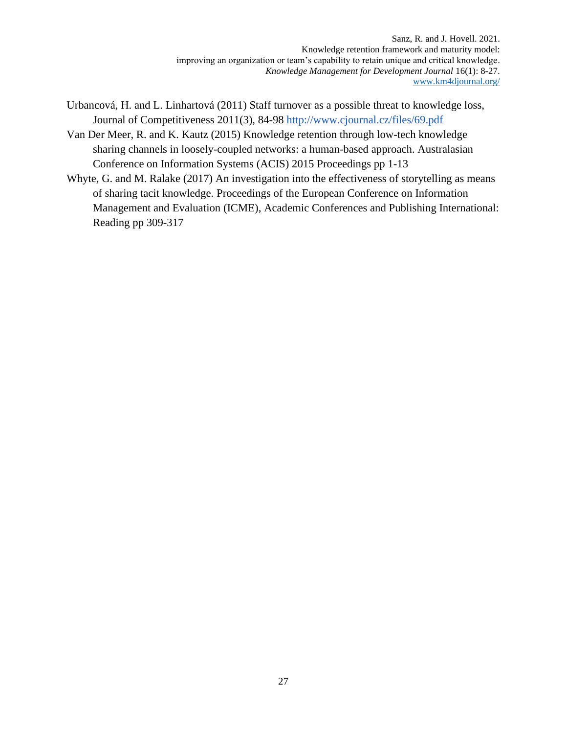Urbancová, H. and L. Linhartová (2011) Staff turnover as a possible threat to knowledge loss, Journal of Competitiveness 2011(3), 84-98 http://www.cjournal.cz/files/69.pdf

Van Der Meer, R. and K. Kautz (2015) Knowledge retention through low-tech knowledge sharing channels in loosely-coupled networks: a human-based approach. Australasian Conference on Information Systems (ACIS) 2015 Proceedings pp 1-13

Whyte, G. and M. Ralake (2017) An investigation into the effectiveness of storytelling as means of sharing tacit knowledge. Proceedings of the European Conference on Information Management and Evaluation (ICME), Academic Conferences and Publishing International: Reading pp 309-317